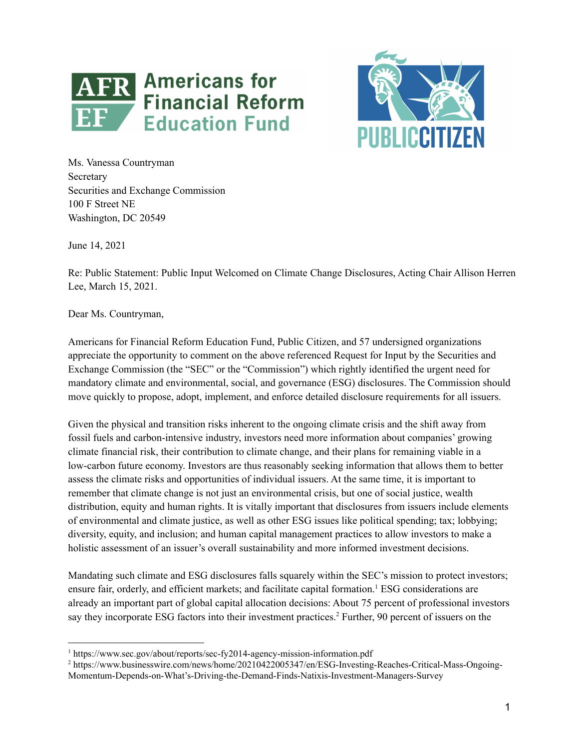Ms. Vanessa Countryman
Secretary
Securities and Exchange Commission
100 F Street NE
Washington, DC 20549

June 14, 2021

Re: Public Statement: Public Input Welcomed on Climate Change Disclosures, Acting Chair Allison Herren Lee, March 15, 2021.

Dear Ms. Countryman,

Americans for Financial Reform Education Fund, Public Citizen, and 57 undersigned organizations appreciate the opportunity to comment on the above referenced Request for Input by the Securities and Exchange Commission (the "SEC" or the "Commission") which rightly identified the urgent need for mandatory climate and environmental, social, and governance (ESG) disclosures. The Commission should move quickly to propose, adopt, implement, and enforce detailed disclosure requirements for all issuers.

Given the physical and transition risks inherent to the ongoing climate crisis and the shift away from fossil fuels and carbon-intensive industry, investors need more information about companies' growing climate financial risk, their contribution to climate change, and their plans for remaining viable in a low-carbon future economy. Investors are thus reasonably seeking information that allows them to better assess the climate risks and opportunities of individual issuers. At the same time, it is important to remember that climate change is not just an environmental crisis, but one of social justice, wealth distribution, equity and human rights. It is vitally important that disclosures from issuers include elements of environmental and climate justice, as well as other ESG issues like political spending; tax; lobbying; diversity, equity, and inclusion; and human capital management practices to allow investors to make a holistic assessment of an issuer's overall sustainability and more informed investment decisions.

Mandating such climate and ESG disclosures falls squarely within the SEC's mission to protect investors; ensure fair, orderly, and efficient markets; and facilitate capital formation.[1] ESG considerations are already an important part of global capital allocation decisions: About 75 percent of professional investors say they incorporate ESG factors into their investment practices.[2] Further, 90 percent of issuers on the

---

[1] https://www.sec.gov/about/reports/sec-fy2014-agency-mission-information.pdf

[2] https://www.businesswire.com/news/home/20210422005347/en/ESG-Investing-Reaches-Critical-Mass-Ongoing-Momentum-Depends-on-What's-Driving-the-Demand-Finds-Natixis-Investment-Managers-Survey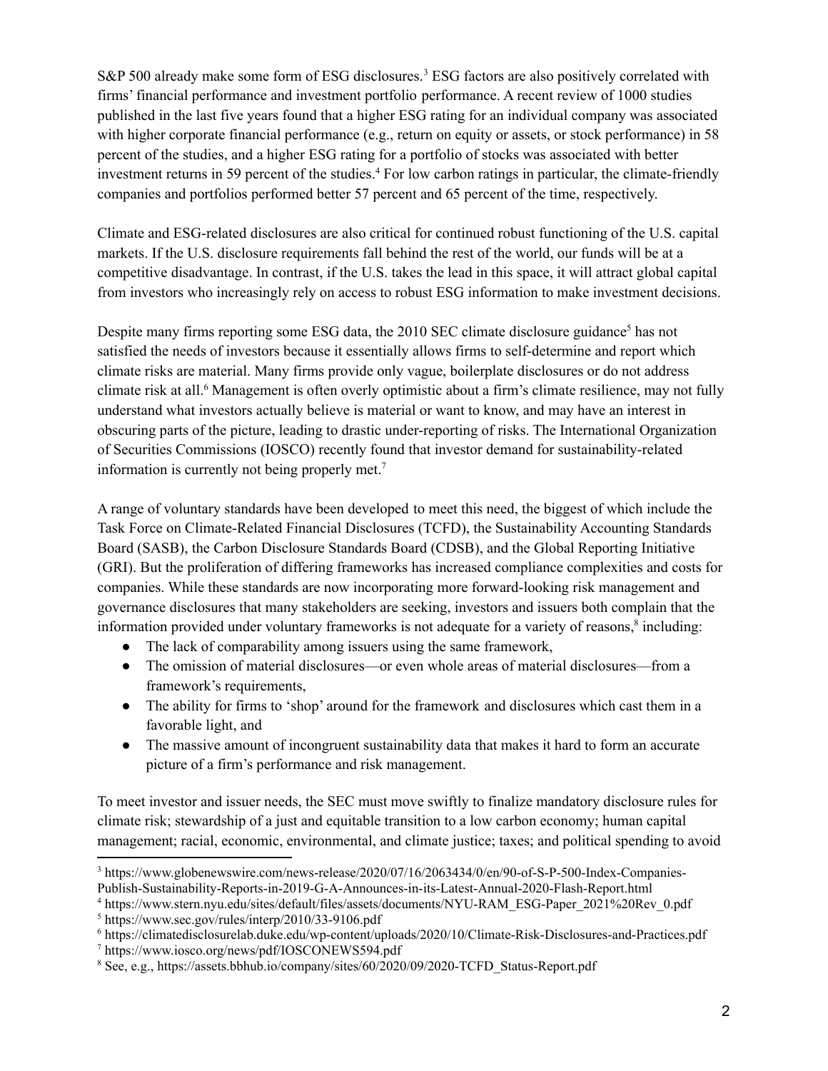S&P 500 already make some form of ESG disclosures.[3] ESG factors are also positively correlated with firms' financial performance and investment portfolio performance. A recent review of 1000 studies published in the last five years found that a higher ESG rating for an individual company was associated with higher corporate financial performance (e.g., return on equity or assets, or stock performance) in 58 percent of the studies, and a higher ESG rating for a portfolio of stocks was associated with better investment returns in 59 percent of the studies.[4] For low carbon ratings in particular, the climate-friendly companies and portfolios performed better 57 percent and 65 percent of the time, respectively.

Climate and ESG-related disclosures are also critical for continued robust functioning of the U.S. capital markets. If the U.S. disclosure requirements fall behind the rest of the world, our funds will be at a competitive disadvantage. In contrast, if the U.S. takes the lead in this space, it will attract global capital from investors who increasingly rely on access to robust ESG information to make investment decisions.

Despite many firms reporting some ESG data, the 2010 SEC climate disclosure guidance[5] has not satisfied the needs of investors because it essentially allows firms to self-determine and report which climate risks are material. Many firms provide only vague, boilerplate disclosures or do not address climate risk at all.[6] Management is often overly optimistic about a firm's climate resilience, may not fully understand what investors actually believe is material or want to know, and may have an interest in obscuring parts of the picture, leading to drastic under-reporting of risks. The International Organization of Securities Commissions (IOSCO) recently found that investor demand for sustainability-related information is currently not being properly met.[7]

A range of voluntary standards have been developed to meet this need, the biggest of which include the Task Force on Climate-Related Financial Disclosures (TCFD), the Sustainability Accounting Standards Board (SASB), the Carbon Disclosure Standards Board (CDSB), and the Global Reporting Initiative (GRI). But the proliferation of differing frameworks has increased compliance complexities and costs for companies. While these standards are now incorporating more forward-looking risk management and governance disclosures that many stakeholders are seeking, investors and issuers both complain that the information provided under voluntary frameworks is not adequate for a variety of reasons,[8] including:

- The lack of comparability among issuers using the same framework,
- The omission of material disclosures—or even whole areas of material disclosures—from a framework's requirements,
- The ability for firms to 'shop' around for the framework and disclosures which cast them in a favorable light, and
- The massive amount of incongruent sustainability data that makes it hard to form an accurate picture of a firm's performance and risk management.

To meet investor and issuer needs, the SEC must move swiftly to finalize mandatory disclosure rules for climate risk; stewardship of a just and equitable transition to a low carbon economy; human capital management; racial, economic, environmental, and climate justice; taxes; and political spending to avoid

---

[3] https://www.globenewswire.com/news-release/2020/07/16/2063434/0/en/90-of-S-P-500-Index-Companies-Publish-Sustainability-Reports-in-2019-G-A-Announces-in-its-Latest-Annual-2020-Flash-Report.html

[4] https://www.stern.nyu.edu/sites/default/files/assets/documents/NYU-RAM_ESG-Paper_2021%20Rev_0.pdf

[5] https://www.sec.gov/rules/interp/2010/33-9106.pdf

[6] https://climatedisclosurelab.duke.edu/wp-content/uploads/2020/10/Climate-Risk-Disclosures-and-Practices.pdf

[7] https://www.iosco.org/news/pdf/IOSCONEWS594.pdf

[8] See, e.g., https://assets.bbhub.io/company/sites/60/2020/09/2020-TCFD_Status-Report.pdf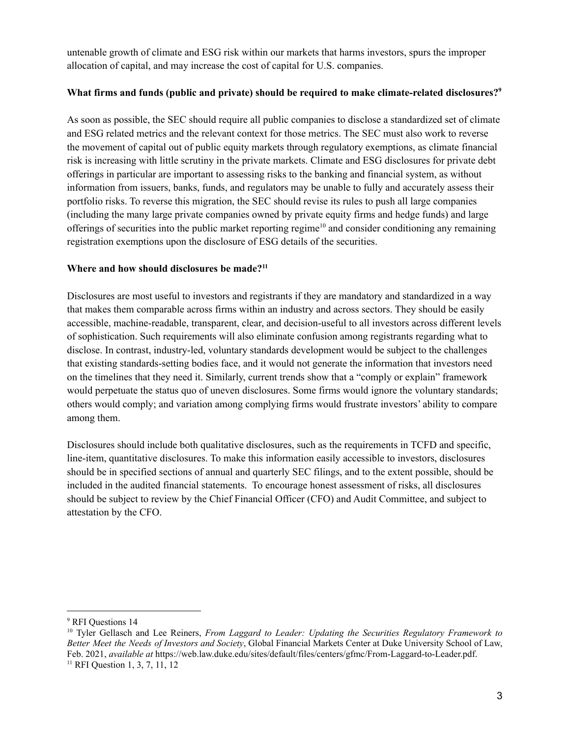untenable growth of climate and ESG risk within our markets that harms investors, spurs the improper allocation of capital, and may increase the cost of capital for U.S. companies.

**What firms and funds (public and private) should be required to make climate-related disclosures?[9]**

As soon as possible, the SEC should require all public companies to disclose a standardized set of climate and ESG related metrics and the relevant context for those metrics. The SEC must also work to reverse the movement of capital out of public equity markets through regulatory exemptions, as climate financial risk is increasing with little scrutiny in the private markets. Climate and ESG disclosures for private debt offerings in particular are important to assessing risks to the banking and financial system, as without information from issuers, banks, funds, and regulators may be unable to fully and accurately assess their portfolio risks. To reverse this migration, the SEC should revise its rules to push all large companies (including the many large private companies owned by private equity firms and hedge funds) and large offerings of securities into the public market reporting regime[10] and consider conditioning any remaining registration exemptions upon the disclosure of ESG details of the securities.

**Where and how should disclosures be made?[11]**

Disclosures are most useful to investors and registrants if they are mandatory and standardized in a way that makes them comparable across firms within an industry and across sectors. They should be easily accessible, machine-readable, transparent, clear, and decision-useful to all investors across different levels of sophistication. Such requirements will also eliminate confusion among registrants regarding what to disclose. In contrast, industry-led, voluntary standards development would be subject to the challenges that existing standards-setting bodies face, and it would not generate the information that investors need on the timelines that they need it. Similarly, current trends show that a "comply or explain" framework would perpetuate the status quo of uneven disclosures. Some firms would ignore the voluntary standards; others would comply; and variation among complying firms would frustrate investors' ability to compare among them.

Disclosures should include both qualitative disclosures, such as the requirements in TCFD and specific, line-item, quantitative disclosures. To make this information easily accessible to investors, disclosures should be in specified sections of annual and quarterly SEC filings, and to the extent possible, should be included in the audited financial statements. To encourage honest assessment of risks, all disclosures should be subject to review by the Chief Financial Officer (CFO) and Audit Committee, and subject to attestation by the CFO.

---

[9] RFI Questions 14

[10] Tyler Gellasch and Lee Reiners, *From Laggard to Leader: Updating the Securities Regulatory Framework to Better Meet the Needs of Investors and Society*, Global Financial Markets Center at Duke University School of Law, Feb. 2021, *available at* https://web.law.duke.edu/sites/default/files/centers/gfmc/From-Laggard-to-Leader.pdf.

[11] RFI Question 1, 3, 7, 11, 12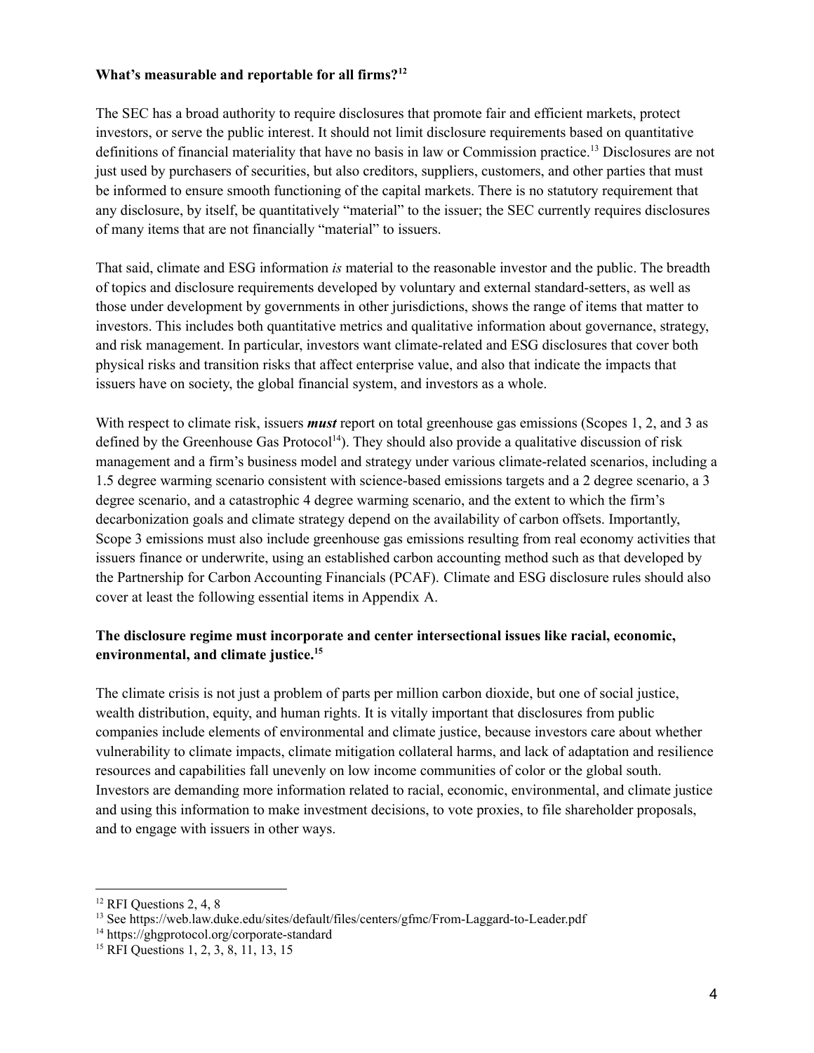**What's measurable and reportable for all firms?[12]**

The SEC has a broad authority to require disclosures that promote fair and efficient markets, protect investors, or serve the public interest. It should not limit disclosure requirements based on quantitative definitions of financial materiality that have no basis in law or Commission practice.[13] Disclosures are not just used by purchasers of securities, but also creditors, suppliers, customers, and other parties that must be informed to ensure smooth functioning of the capital markets. There is no statutory requirement that any disclosure, by itself, be quantitatively "material" to the issuer; the SEC currently requires disclosures of many items that are not financially "material" to issuers.

That said, climate and ESG information *is* material to the reasonable investor and the public. The breadth of topics and disclosure requirements developed by voluntary and external standard-setters, as well as those under development by governments in other jurisdictions, shows the range of items that matter to investors. This includes both quantitative metrics and qualitative information about governance, strategy, and risk management. In particular, investors want climate-related and ESG disclosures that cover both physical risks and transition risks that affect enterprise value, and also that indicate the impacts that issuers have on society, the global financial system, and investors as a whole.

With respect to climate risk, issuers ***must*** report on total greenhouse gas emissions (Scopes 1, 2, and 3 as defined by the Greenhouse Gas Protocol[14]). They should also provide a qualitative discussion of risk management and a firm's business model and strategy under various climate-related scenarios, including a 1.5 degree warming scenario consistent with science-based emissions targets and a 2 degree scenario, a 3 degree scenario, and a catastrophic 4 degree warming scenario, and the extent to which the firm's decarbonization goals and climate strategy depend on the availability of carbon offsets. Importantly, Scope 3 emissions must also include greenhouse gas emissions resulting from real economy activities that issuers finance or underwrite, using an established carbon accounting method such as that developed by the Partnership for Carbon Accounting Financials (PCAF). Climate and ESG disclosure rules should also cover at least the following essential items in Appendix A.

**The disclosure regime must incorporate and center intersectional issues like racial, economic, environmental, and climate justice.[15]**

The climate crisis is not just a problem of parts per million carbon dioxide, but one of social justice, wealth distribution, equity, and human rights. It is vitally important that disclosures from public companies include elements of environmental and climate justice, because investors care about whether vulnerability to climate impacts, climate mitigation collateral harms, and lack of adaptation and resilience resources and capabilities fall unevenly on low income communities of color or the global south. Investors are demanding more information related to racial, economic, environmental, and climate justice and using this information to make investment decisions, to vote proxies, to file shareholder proposals, and to engage with issuers in other ways.

---

[12] RFI Questions 2, 4, 8

[13] See https://web.law.duke.edu/sites/default/files/centers/gfmc/From-Laggard-to-Leader.pdf

[14] https://ghgprotocol.org/corporate-standard

[15] RFI Questions 1, 2, 3, 8, 11, 13, 15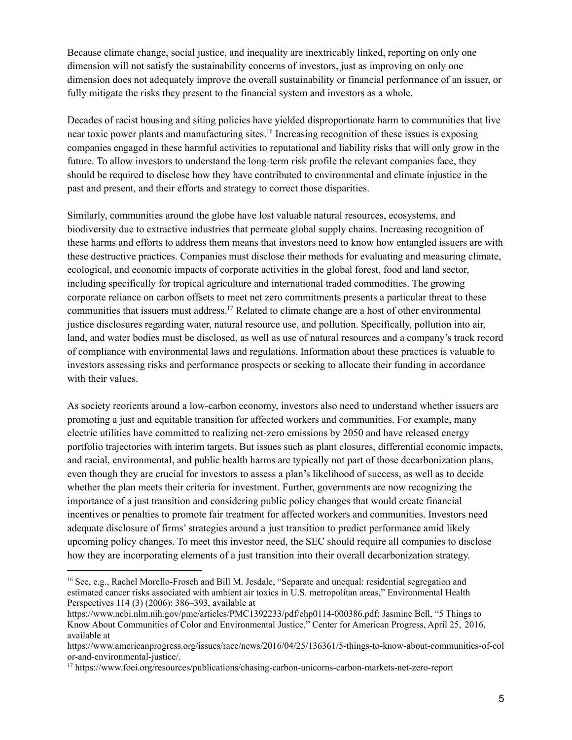Because climate change, social justice, and inequality are inextricably linked, reporting on only one dimension will not satisfy the sustainability concerns of investors, just as improving on only one dimension does not adequately improve the overall sustainability or financial performance of an issuer, or fully mitigate the risks they present to the financial system and investors as a whole.

Decades of racist housing and siting policies have yielded disproportionate harm to communities that live near toxic power plants and manufacturing sites.[16] Increasing recognition of these issues is exposing companies engaged in these harmful activities to reputational and liability risks that will only grow in the future. To allow investors to understand the long-term risk profile the relevant companies face, they should be required to disclose how they have contributed to environmental and climate injustice in the past and present, and their efforts and strategy to correct those disparities.

Similarly, communities around the globe have lost valuable natural resources, ecosystems, and biodiversity due to extractive industries that permeate global supply chains. Increasing recognition of these harms and efforts to address them means that investors need to know how entangled issuers are with these destructive practices. Companies must disclose their methods for evaluating and measuring climate, ecological, and economic impacts of corporate activities in the global forest, food and land sector, including specifically for tropical agriculture and international traded commodities. The growing corporate reliance on carbon offsets to meet net zero commitments presents a particular threat to these communities that issuers must address.[17] Related to climate change are a host of other environmental justice disclosures regarding water, natural resource use, and pollution. Specifically, pollution into air, land, and water bodies must be disclosed, as well as use of natural resources and a company's track record of compliance with environmental laws and regulations. Information about these practices is valuable to investors assessing risks and performance prospects or seeking to allocate their funding in accordance with their values.

As society reorients around a low-carbon economy, investors also need to understand whether issuers are promoting a just and equitable transition for affected workers and communities. For example, many electric utilities have committed to realizing net-zero emissions by 2050 and have released energy portfolio trajectories with interim targets. But issues such as plant closures, differential economic impacts, and racial, environmental, and public health harms are typically not part of those decarbonization plans, even though they are crucial for investors to assess a plan's likelihood of success, as well as to decide whether the plan meets their criteria for investment. Further, governments are now recognizing the importance of a just transition and considering public policy changes that would create financial incentives or penalties to promote fair treatment for affected workers and communities. Investors need adequate disclosure of firms' strategies around a just transition to predict performance amid likely upcoming policy changes. To meet this investor need, the SEC should require all companies to disclose how they are incorporating elements of a just transition into their overall decarbonization strategy.

---

[16] See, e.g., Rachel Morello-Frosch and Bill M. Jesdale, "Separate and unequal: residential segregation and estimated cancer risks associated with ambient air toxics in U.S. metropolitan areas," Environmental Health Perspectives 114 (3) (2006): 386–393, available at https://www.ncbi.nlm.nih.gov/pmc/articles/PMC1392233/pdf/ehp0114-000386.pdf; Jasmine Bell, "5 Things to Know About Communities of Color and Environmental Justice," Center for American Progress, April 25, 2016, available at https://www.americanprogress.org/issues/race/news/2016/04/25/136361/5-things-to-know-about-communities-of-color-and-environmental-justice/.

[17] https://www.foei.org/resources/publications/chasing-carbon-unicorns-carbon-markets-net-zero-report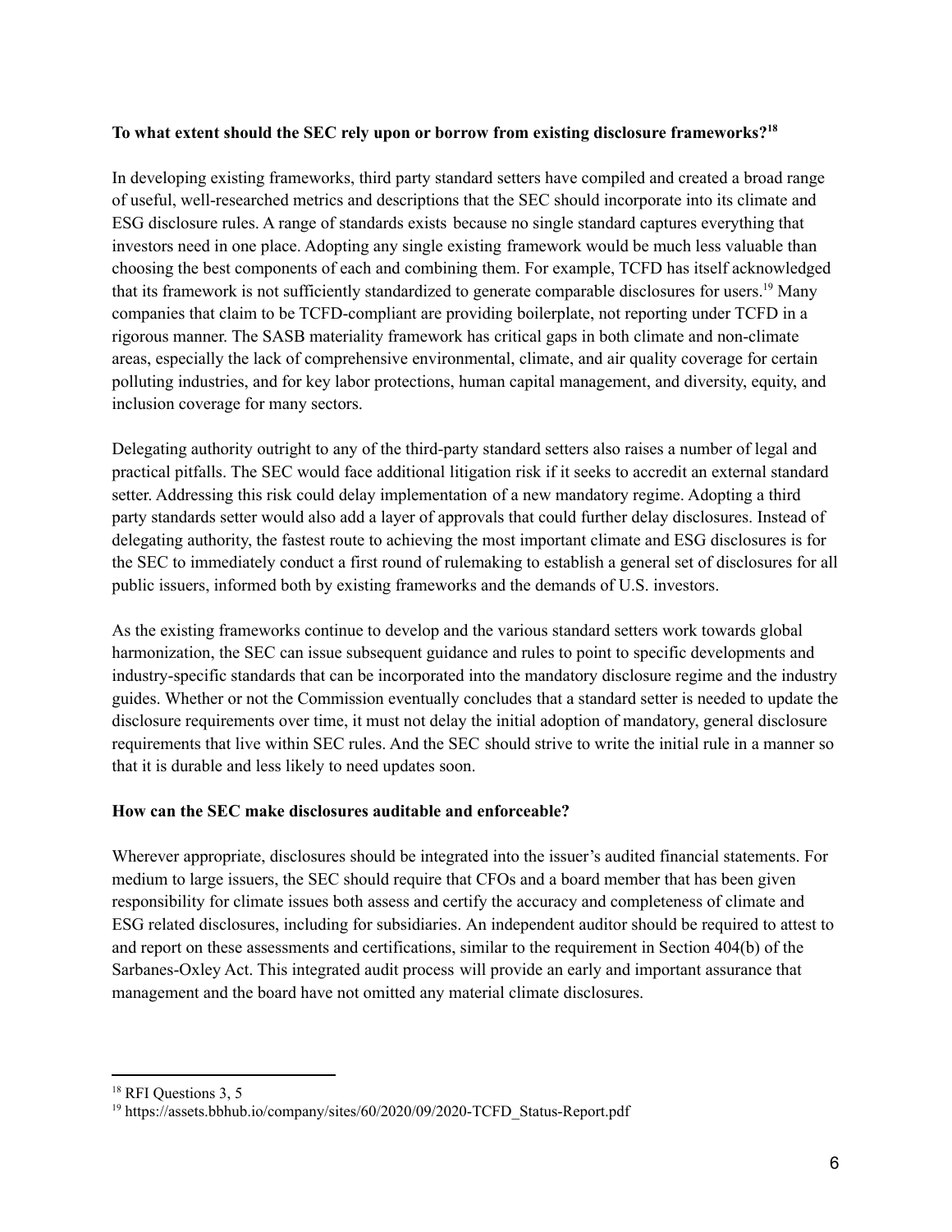**To what extent should the SEC rely upon or borrow from existing disclosure frameworks?**[18]

In developing existing frameworks, third party standard setters have compiled and created a broad range of useful, well-researched metrics and descriptions that the SEC should incorporate into its climate and ESG disclosure rules. A range of standards exists because no single standard captures everything that investors need in one place. Adopting any single existing framework would be much less valuable than choosing the best components of each and combining them. For example, TCFD has itself acknowledged that its framework is not sufficiently standardized to generate comparable disclosures for users.[19] Many companies that claim to be TCFD-compliant are providing boilerplate, not reporting under TCFD in a rigorous manner. The SASB materiality framework has critical gaps in both climate and non-climate areas, especially the lack of comprehensive environmental, climate, and air quality coverage for certain polluting industries, and for key labor protections, human capital management, and diversity, equity, and inclusion coverage for many sectors.

Delegating authority outright to any of the third-party standard setters also raises a number of legal and practical pitfalls. The SEC would face additional litigation risk if it seeks to accredit an external standard setter. Addressing this risk could delay implementation of a new mandatory regime. Adopting a third party standards setter would also add a layer of approvals that could further delay disclosures. Instead of delegating authority, the fastest route to achieving the most important climate and ESG disclosures is for the SEC to immediately conduct a first round of rulemaking to establish a general set of disclosures for all public issuers, informed both by existing frameworks and the demands of U.S. investors.

As the existing frameworks continue to develop and the various standard setters work towards global harmonization, the SEC can issue subsequent guidance and rules to point to specific developments and industry-specific standards that can be incorporated into the mandatory disclosure regime and the industry guides. Whether or not the Commission eventually concludes that a standard setter is needed to update the disclosure requirements over time, it must not delay the initial adoption of mandatory, general disclosure requirements that live within SEC rules. And the SEC should strive to write the initial rule in a manner so that it is durable and less likely to need updates soon.

**How can the SEC make disclosures auditable and enforceable?**

Wherever appropriate, disclosures should be integrated into the issuer's audited financial statements. For medium to large issuers, the SEC should require that CFOs and a board member that has been given responsibility for climate issues both assess and certify the accuracy and completeness of climate and ESG related disclosures, including for subsidiaries. An independent auditor should be required to attest to and report on these assessments and certifications, similar to the requirement in Section 404(b) of the Sarbanes-Oxley Act. This integrated audit process will provide an early and important assurance that management and the board have not omitted any material climate disclosures.

---

[18] RFI Questions 3, 5

[19] https://assets.bbhub.io/company/sites/60/2020/09/2020-TCFD_Status-Report.pdf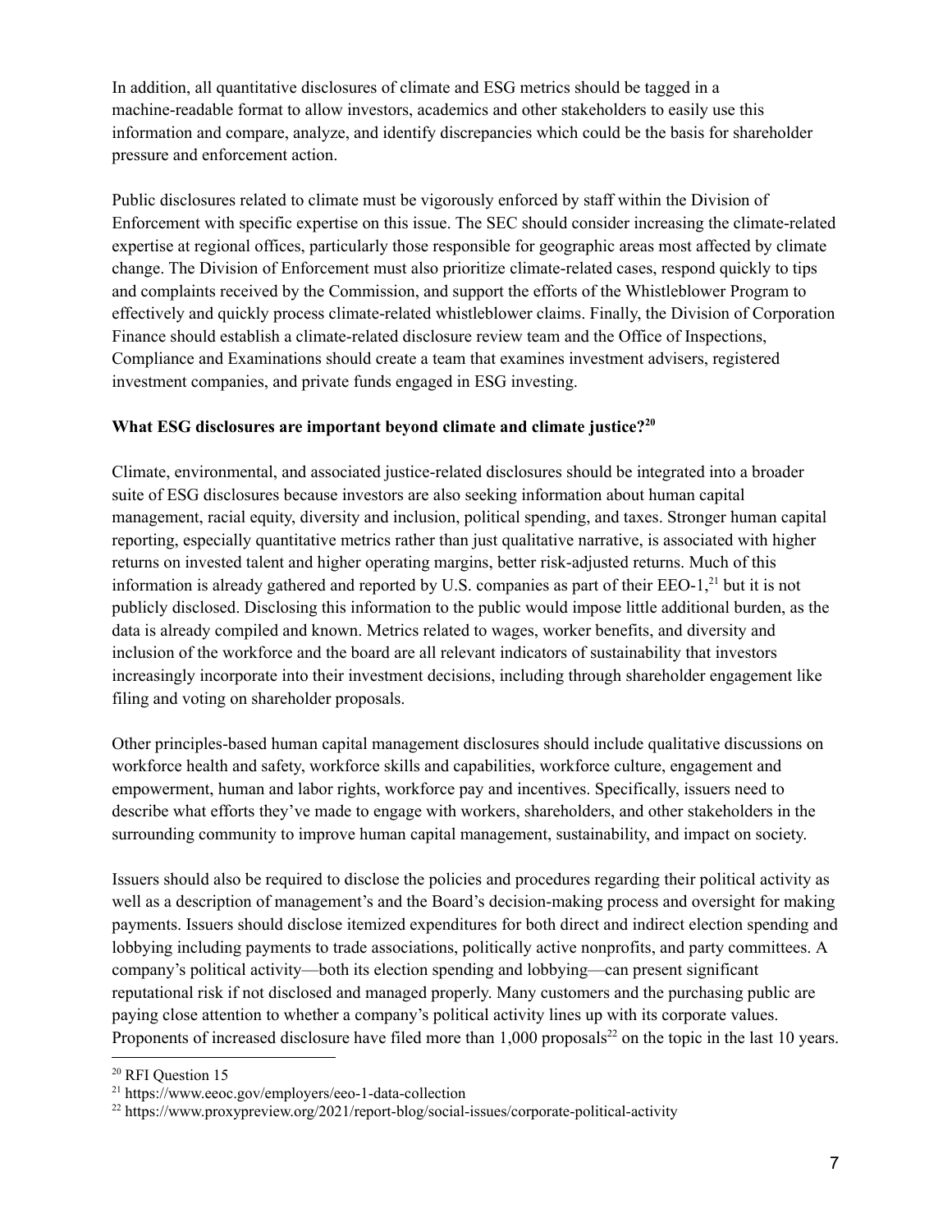In addition, all quantitative disclosures of climate and ESG metrics should be tagged in a machine-readable format to allow investors, academics and other stakeholders to easily use this information and compare, analyze, and identify discrepancies which could be the basis for shareholder pressure and enforcement action.

Public disclosures related to climate must be vigorously enforced by staff within the Division of Enforcement with specific expertise on this issue. The SEC should consider increasing the climate-related expertise at regional offices, particularly those responsible for geographic areas most affected by climate change. The Division of Enforcement must also prioritize climate-related cases, respond quickly to tips and complaints received by the Commission, and support the efforts of the Whistleblower Program to effectively and quickly process climate-related whistleblower claims. Finally, the Division of Corporation Finance should establish a climate-related disclosure review team and the Office of Inspections, Compliance and Examinations should create a team that examines investment advisers, registered investment companies, and private funds engaged in ESG investing.

**What ESG disclosures are important beyond climate and climate justice?[20]**

Climate, environmental, and associated justice-related disclosures should be integrated into a broader suite of ESG disclosures because investors are also seeking information about human capital management, racial equity, diversity and inclusion, political spending, and taxes. Stronger human capital reporting, especially quantitative metrics rather than just qualitative narrative, is associated with higher returns on invested talent and higher operating margins, better risk-adjusted returns. Much of this information is already gathered and reported by U.S. companies as part of their EEO-1,[21] but it is not publicly disclosed. Disclosing this information to the public would impose little additional burden, as the data is already compiled and known. Metrics related to wages, worker benefits, and diversity and inclusion of the workforce and the board are all relevant indicators of sustainability that investors increasingly incorporate into their investment decisions, including through shareholder engagement like filing and voting on shareholder proposals.

Other principles-based human capital management disclosures should include qualitative discussions on workforce health and safety, workforce skills and capabilities, workforce culture, engagement and empowerment, human and labor rights, workforce pay and incentives. Specifically, issuers need to describe what efforts they've made to engage with workers, shareholders, and other stakeholders in the surrounding community to improve human capital management, sustainability, and impact on society.

Issuers should also be required to disclose the policies and procedures regarding their political activity as well as a description of management's and the Board's decision-making process and oversight for making payments. Issuers should disclose itemized expenditures for both direct and indirect election spending and lobbying including payments to trade associations, politically active nonprofits, and party committees. A company's political activity—both its election spending and lobbying—can present significant reputational risk if not disclosed and managed properly. Many customers and the purchasing public are paying close attention to whether a company's political activity lines up with its corporate values. Proponents of increased disclosure have filed more than 1,000 proposals[22] on the topic in the last 10 years.

---

[20] RFI Question 15

[21] https://www.eeoc.gov/employers/eeo-1-data-collection

[22] https://www.proxypreview.org/2021/report-blog/social-issues/corporate-political-activity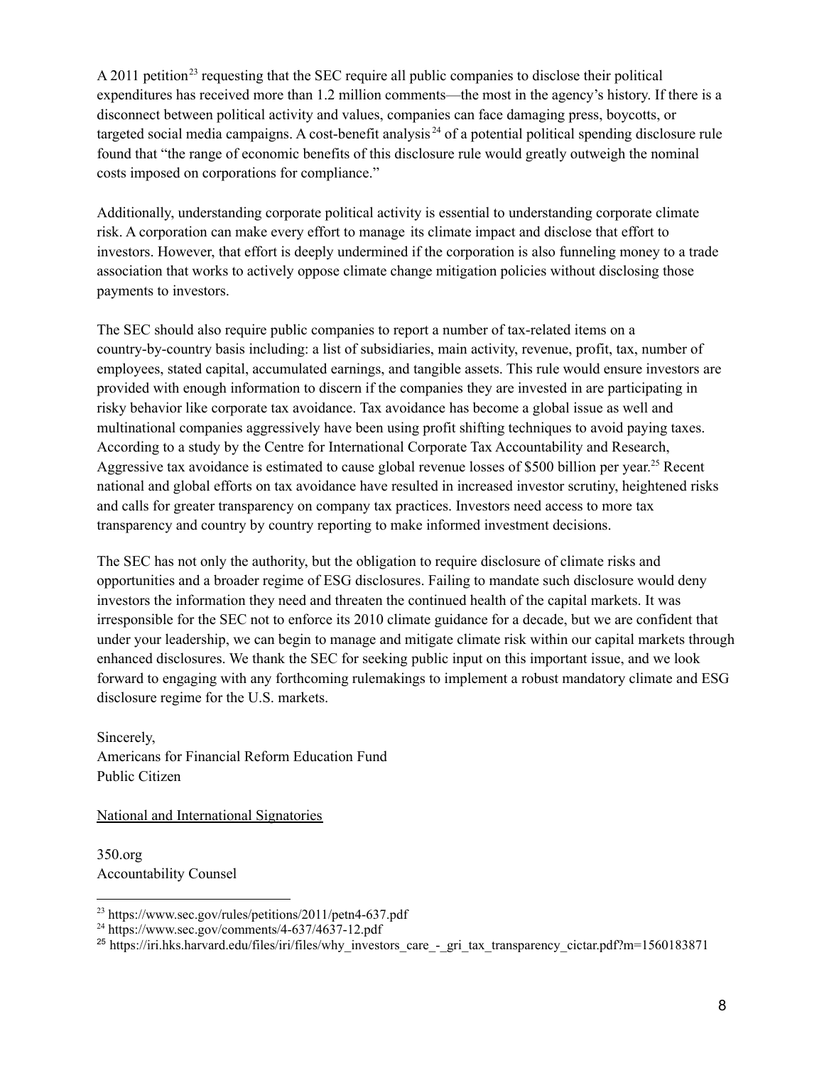A 2011 petition[23] requesting that the SEC require all public companies to disclose their political expenditures has received more than 1.2 million comments—the most in the agency's history. If there is a disconnect between political activity and values, companies can face damaging press, boycotts, or targeted social media campaigns. A cost-benefit analysis[24] of a potential political spending disclosure rule found that "the range of economic benefits of this disclosure rule would greatly outweigh the nominal costs imposed on corporations for compliance."

Additionally, understanding corporate political activity is essential to understanding corporate climate risk. A corporation can make every effort to manage its climate impact and disclose that effort to investors. However, that effort is deeply undermined if the corporation is also funneling money to a trade association that works to actively oppose climate change mitigation policies without disclosing those payments to investors.

The SEC should also require public companies to report a number of tax-related items on a country-by-country basis including: a list of subsidiaries, main activity, revenue, profit, tax, number of employees, stated capital, accumulated earnings, and tangible assets. This rule would ensure investors are provided with enough information to discern if the companies they are invested in are participating in risky behavior like corporate tax avoidance. Tax avoidance has become a global issue as well and multinational companies aggressively have been using profit shifting techniques to avoid paying taxes. According to a study by the Centre for International Corporate Tax Accountability and Research, Aggressive tax avoidance is estimated to cause global revenue losses of $500 billion per year.[25] Recent national and global efforts on tax avoidance have resulted in increased investor scrutiny, heightened risks and calls for greater transparency on company tax practices. Investors need access to more tax transparency and country by country reporting to make informed investment decisions.

The SEC has not only the authority, but the obligation to require disclosure of climate risks and opportunities and a broader regime of ESG disclosures. Failing to mandate such disclosure would deny investors the information they need and threaten the continued health of the capital markets. It was irresponsible for the SEC not to enforce its 2010 climate guidance for a decade, but we are confident that under your leadership, we can begin to manage and mitigate climate risk within our capital markets through enhanced disclosures. We thank the SEC for seeking public input on this important issue, and we look forward to engaging with any forthcoming rulemakings to implement a robust mandatory climate and ESG disclosure regime for the U.S. markets.

Sincerely,
Americans for Financial Reform Education Fund
Public Citizen

National and International Signatories

350.org
Accountability Counsel

---

[23] https://www.sec.gov/rules/petitions/2011/petn4-637.pdf
[24] https://www.sec.gov/comments/4-637/4637-12.pdf
[25] https://iri.hks.harvard.edu/files/iri/files/why_investors_care_-_gri_tax_transparency_cictar.pdf?m=1560183871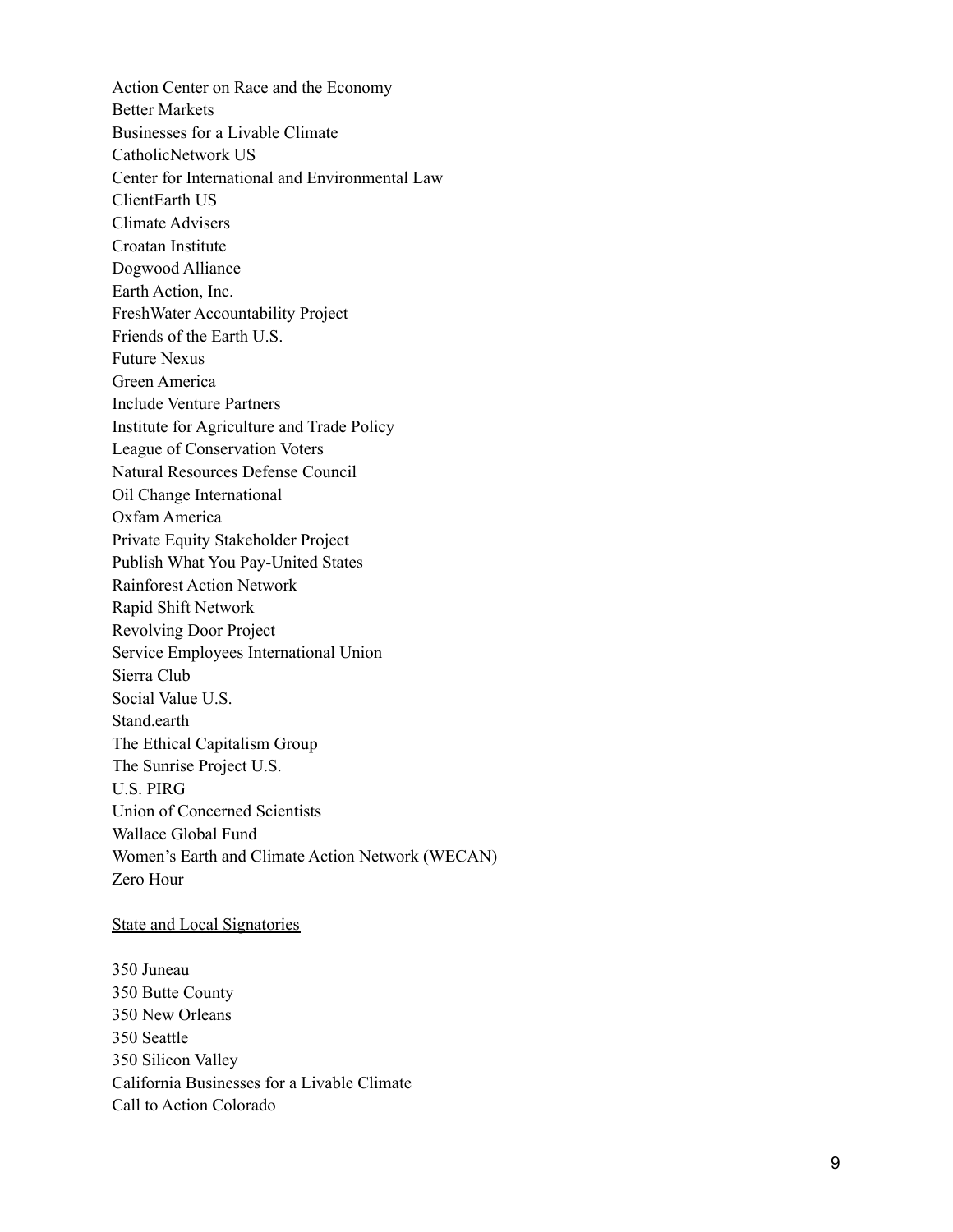Action Center on Race and the Economy
Better Markets
Businesses for a Livable Climate
CatholicNetwork US
Center for International and Environmental Law
ClientEarth US
Climate Advisers
Croatan Institute
Dogwood Alliance
Earth Action, Inc.
FreshWater Accountability Project
Friends of the Earth U.S.
Future Nexus
Green America
Include Venture Partners
Institute for Agriculture and Trade Policy
League of Conservation Voters
Natural Resources Defense Council
Oil Change International
Oxfam America
Private Equity Stakeholder Project
Publish What You Pay-United States
Rainforest Action Network
Rapid Shift Network
Revolving Door Project
Service Employees International Union
Sierra Club
Social Value U.S.
Stand.earth
The Ethical Capitalism Group
The Sunrise Project U.S.
U.S. PIRG
Union of Concerned Scientists
Wallace Global Fund
Women's Earth and Climate Action Network (WECAN)
Zero Hour

<u>State and Local Signatories</u>

350 Juneau
350 Butte County
350 New Orleans
350 Seattle
350 Silicon Valley
California Businesses for a Livable Climate
Call to Action Colorado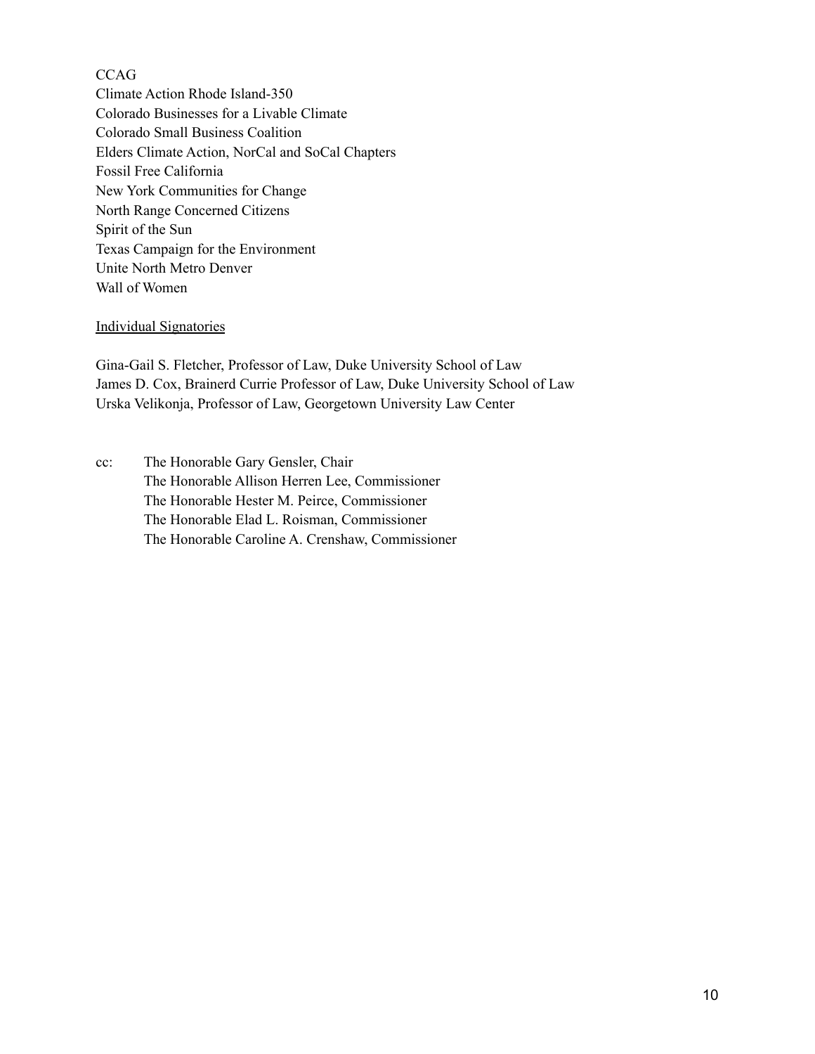CCAG
Climate Action Rhode Island-350
Colorado Businesses for a Livable Climate
Colorado Small Business Coalition
Elders Climate Action, NorCal and SoCal Chapters
Fossil Free California
New York Communities for Change
North Range Concerned Citizens
Spirit of the Sun
Texas Campaign for the Environment
Unite North Metro Denver
Wall of Women

<u>Individual Signatories</u>

Gina-Gail S. Fletcher, Professor of Law, Duke University School of Law
James D. Cox, Brainerd Currie Professor of Law, Duke University School of Law
Urska Velikonja, Professor of Law, Georgetown University Law Center

cc: The Honorable Gary Gensler, Chair
The Honorable Allison Herren Lee, Commissioner
The Honorable Hester M. Peirce, Commissioner
The Honorable Elad L. Roisman, Commissioner
The Honorable Caroline A. Crenshaw, Commissioner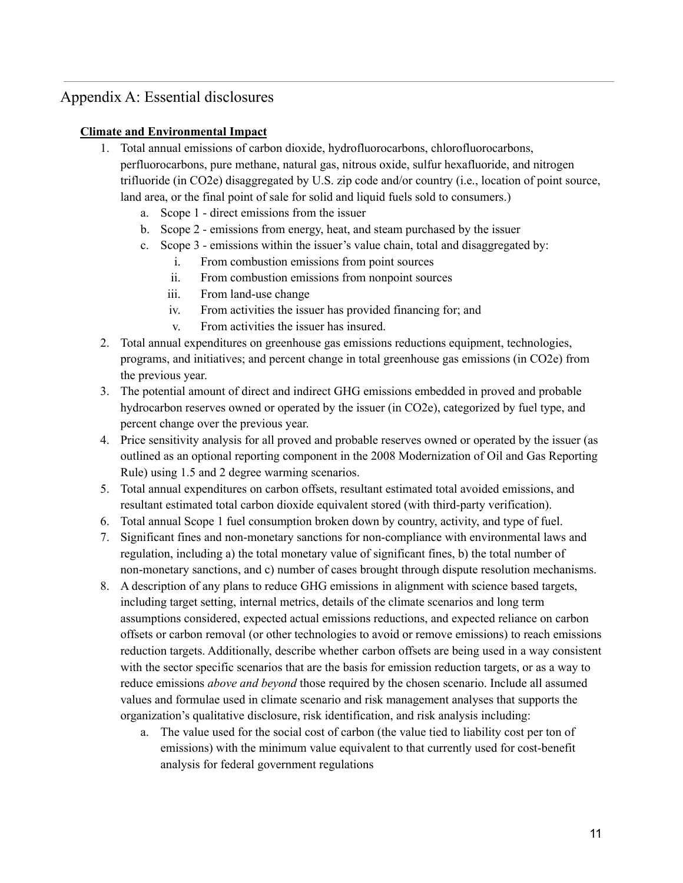## Appendix A: Essential disclosures

**Climate and Environmental Impact**

1. Total annual emissions of carbon dioxide, hydrofluorocarbons, chlorofluorocarbons, perfluorocarbons, pure methane, natural gas, nitrous oxide, sulfur hexafluoride, and nitrogen trifluoride (in $CO_2e$) disaggregated by U.S. zip code and/or country (i.e., location of point source, land area, or the final point of sale for solid and liquid fuels sold to consumers.)
   a. Scope 1 - direct emissions from the issuer
   b. Scope 2 - emissions from energy, heat, and steam purchased by the issuer
   c. Scope 3 - emissions within the issuer's value chain, total and disaggregated by:
      i. From combustion emissions from point sources
      ii. From combustion emissions from nonpoint sources
      iii. From land-use change
      iv. From activities the issuer has provided financing for; and
      v. From activities the issuer has insured.
2. Total annual expenditures on greenhouse gas emissions reductions equipment, technologies, programs, and initiatives; and percent change in total greenhouse gas emissions (in $CO_2e$) from the previous year.
3. The potential amount of direct and indirect GHG emissions embedded in proved and probable hydrocarbon reserves owned or operated by the issuer (in $CO_2e$), categorized by fuel type, and percent change over the previous year.
4. Price sensitivity analysis for all proved and probable reserves owned or operated by the issuer (as outlined as an optional reporting component in the 2008 Modernization of Oil and Gas Reporting Rule) using 1.5 and 2 degree warming scenarios.
5. Total annual expenditures on carbon offsets, resultant estimated total avoided emissions, and resultant estimated total carbon dioxide equivalent stored (with third-party verification).
6. Total annual Scope 1 fuel consumption broken down by country, activity, and type of fuel.
7. Significant fines and non-monetary sanctions for non-compliance with environmental laws and regulation, including a) the total monetary value of significant fines, b) the total number of non-monetary sanctions, and c) number of cases brought through dispute resolution mechanisms.
8. A description of any plans to reduce GHG emissions in alignment with science based targets, including target setting, internal metrics, details of the climate scenarios and long term assumptions considered, expected actual emissions reductions, and expected reliance on carbon offsets or carbon removal (or other technologies to avoid or remove emissions) to reach emissions reduction targets. Additionally, describe whether carbon offsets are being used in a way consistent with the sector specific scenarios that are the basis for emission reduction targets, or as a way to reduce emissions *above and beyond* those required by the chosen scenario. Include all assumed values and formulae used in climate scenario and risk management analyses that supports the organization's qualitative disclosure, risk identification, and risk analysis including:
   a. The value used for the social cost of carbon (the value tied to liability cost per ton of emissions) with the minimum value equivalent to that currently used for cost-benefit analysis for federal government regulations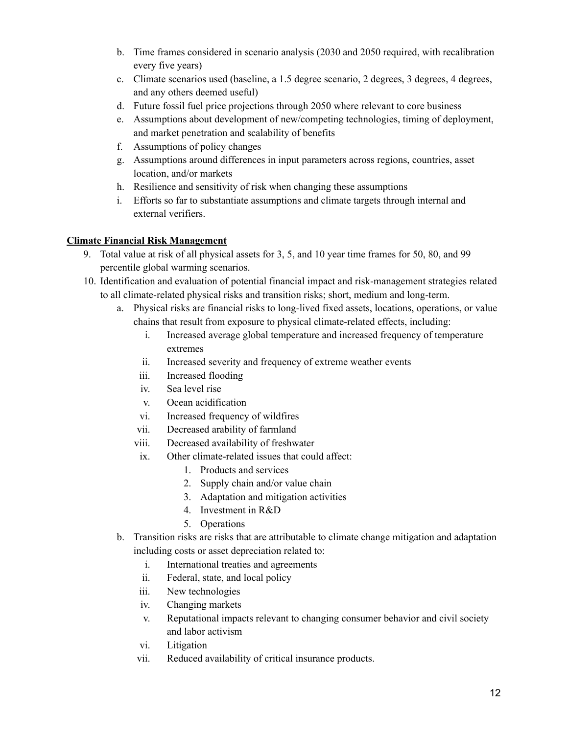b. Time frames considered in scenario analysis (2030 and 2050 required, with recalibration every five years)
c. Climate scenarios used (baseline, a 1.5 degree scenario, 2 degrees, 3 degrees, 4 degrees, and any others deemed useful)
d. Future fossil fuel price projections through 2050 where relevant to core business
e. Assumptions about development of new/competing technologies, timing of deployment, and market penetration and scalability of benefits
f. Assumptions of policy changes
g. Assumptions around differences in input parameters across regions, countries, asset location, and/or markets
h. Resilience and sensitivity of risk when changing these assumptions
i. Efforts so far to substantiate assumptions and climate targets through internal and external verifiers.

**<u>Climate Financial Risk Management</u>**

9. Total value at risk of all physical assets for 3, 5, and 10 year time frames for 50, 80, and 99 percentile global warming scenarios.
10. Identification and evaluation of potential financial impact and risk-management strategies related to all climate-related physical risks and transition risks; short, medium and long-term.
    a. Physical risks are financial risks to long-lived fixed assets, locations, operations, or value chains that result from exposure to physical climate-related effects, including:
        i. Increased average global temperature and increased frequency of temperature extremes
        ii. Increased severity and frequency of extreme weather events
        iii. Increased flooding
        iv. Sea level rise
        v. Ocean acidification
        vi. Increased frequency of wildfires
        vii. Decreased arability of farmland
        viii. Decreased availability of freshwater
        ix. Other climate-related issues that could affect:
            1. Products and services
            2. Supply chain and/or value chain
            3. Adaptation and mitigation activities
            4. Investment in R&D
            5. Operations
    b. Transition risks are risks that are attributable to climate change mitigation and adaptation including costs or asset depreciation related to:
        i. International treaties and agreements
        ii. Federal, state, and local policy
        iii. New technologies
        iv. Changing markets
        v. Reputational impacts relevant to changing consumer behavior and civil society and labor activism
        vi. Litigation
        vii. Reduced availability of critical insurance products.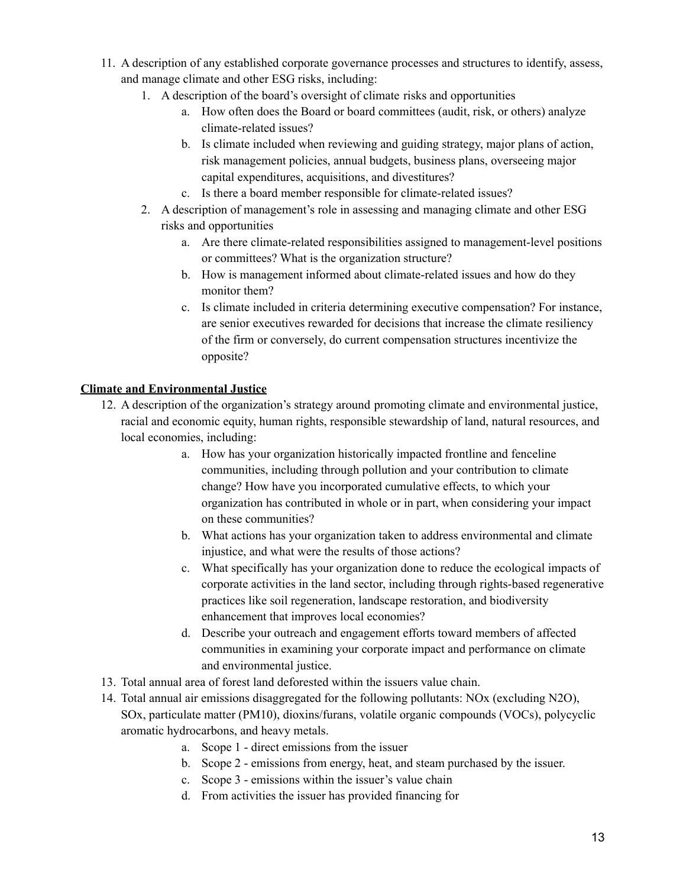11. A description of any established corporate governance processes and structures to identify, assess, and manage climate and other ESG risks, including:
    1. A description of the board's oversight of climate risks and opportunities
        a. How often does the Board or board committees (audit, risk, or others) analyze climate-related issues?
        b. Is climate included when reviewing and guiding strategy, major plans of action, risk management policies, annual budgets, business plans, overseeing major capital expenditures, acquisitions, and divestitures?
        c. Is there a board member responsible for climate-related issues?
    2. A description of management's role in assessing and managing climate and other ESG risks and opportunities
        a. Are there climate-related responsibilities assigned to management-level positions or committees? What is the organization structure?
        b. How is management informed about climate-related issues and how do they monitor them?
        c. Is climate included in criteria determining executive compensation? For instance, are senior executives rewarded for decisions that increase the climate resiliency of the firm or conversely, do current compensation structures incentivize the opposite?

**Climate and Environmental Justice**

12. A description of the organization's strategy around promoting climate and environmental justice, racial and economic equity, human rights, responsible stewardship of land, natural resources, and local economies, including:
    a. How has your organization historically impacted frontline and fenceline communities, including through pollution and your contribution to climate change? How have you incorporated cumulative effects, to which your organization has contributed in whole or in part, when considering your impact on these communities?
    b. What actions has your organization taken to address environmental and climate injustice, and what were the results of those actions?
    c. What specifically has your organization done to reduce the ecological impacts of corporate activities in the land sector, including through rights-based regenerative practices like soil regeneration, landscape restoration, and biodiversity enhancement that improves local economies?
    d. Describe your outreach and engagement efforts toward members of affected communities in examining your corporate impact and performance on climate and environmental justice.
13. Total annual area of forest land deforested within the issuers value chain.
14. Total annual air emissions disaggregated for the following pollutants: NOx (excluding $N_2O$), SOx, particulate matter (PM10), dioxins/furans, volatile organic compounds (VOCs), polycyclic aromatic hydrocarbons, and heavy metals.
    a. Scope 1 - direct emissions from the issuer
    b. Scope 2 - emissions from energy, heat, and steam purchased by the issuer.
    c. Scope 3 - emissions within the issuer's value chain
    d. From activities the issuer has provided financing for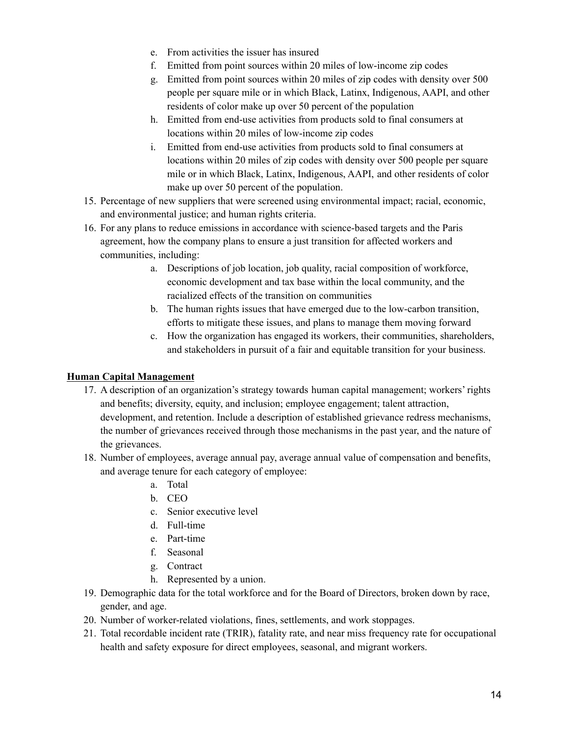e. From activities the issuer has insured
   f. Emitted from point sources within 20 miles of low-income zip codes
   g. Emitted from point sources within 20 miles of zip codes with density over 500 people per square mile or in which Black, Latinx, Indigenous, AAPI, and other residents of color make up over 50 percent of the population
   h. Emitted from end-use activities from products sold to final consumers at locations within 20 miles of low-income zip codes
   i. Emitted from end-use activities from products sold to final consumers at locations within 20 miles of zip codes with density over 500 people per square mile or in which Black, Latinx, Indigenous, AAPI, and other residents of color make up over 50 percent of the population.

15. Percentage of new suppliers that were screened using environmental impact; racial, economic, and environmental justice; and human rights criteria.
16. For any plans to reduce emissions in accordance with science-based targets and the Paris agreement, how the company plans to ensure a just transition for affected workers and communities, including:
    a. Descriptions of job location, job quality, racial composition of workforce, economic development and tax base within the local community, and the racialized effects of the transition on communities
    b. The human rights issues that have emerged due to the low-carbon transition, efforts to mitigate these issues, and plans to manage them moving forward
    c. How the organization has engaged its workers, their communities, shareholders, and stakeholders in pursuit of a fair and equitable transition for your business.

**Human Capital Management**

17. A description of an organization's strategy towards human capital management; workers' rights and benefits; diversity, equity, and inclusion; employee engagement; talent attraction, development, and retention. Include a description of established grievance redress mechanisms, the number of grievances received through those mechanisms in the past year, and the nature of the grievances.
18. Number of employees, average annual pay, average annual value of compensation and benefits, and average tenure for each category of employee:
    a. Total
    b. CEO
    c. Senior executive level
    d. Full-time
    e. Part-time
    f. Seasonal
    g. Contract
    h. Represented by a union.
19. Demographic data for the total workforce and for the Board of Directors, broken down by race, gender, and age.
20. Number of worker-related violations, fines, settlements, and work stoppages.
21. Total recordable incident rate (TRIR), fatality rate, and near miss frequency rate for occupational health and safety exposure for direct employees, seasonal, and migrant workers.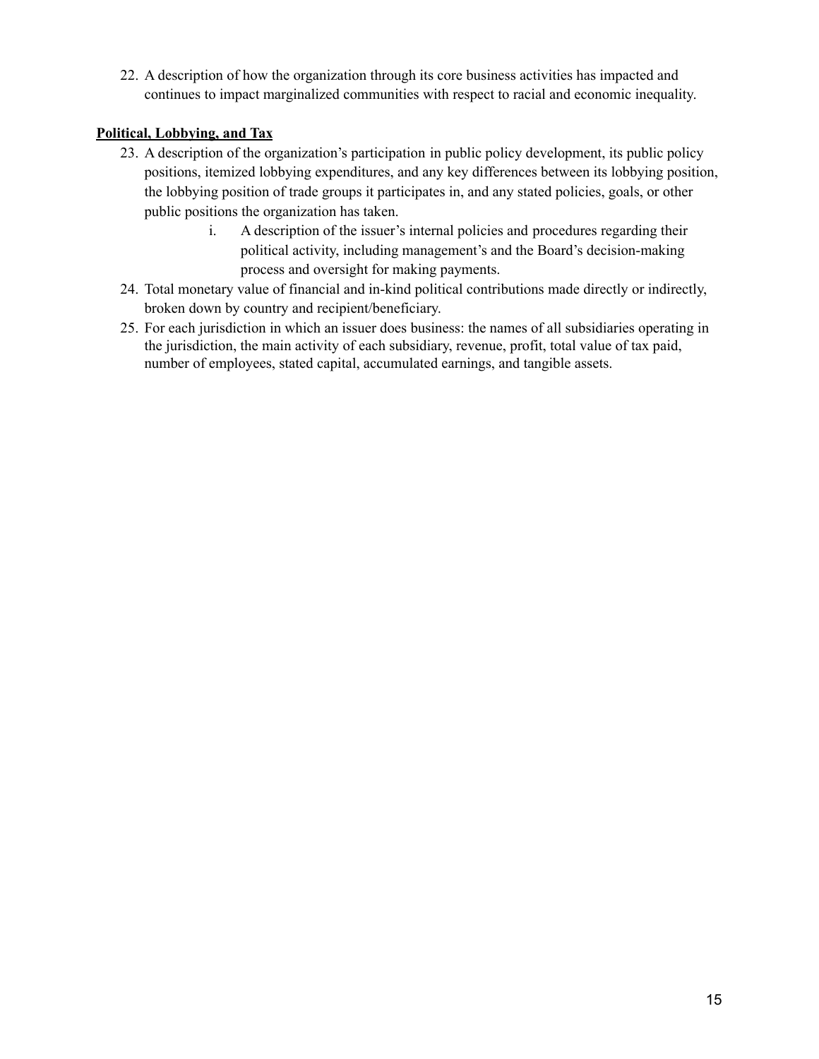22. A description of how the organization through its core business activities has impacted and continues to impact marginalized communities with respect to racial and economic inequality.

**Political, Lobbying, and Tax**

23. A description of the organization's participation in public policy development, its public policy positions, itemized lobbying expenditures, and any key differences between its lobbying position, the lobbying position of trade groups it participates in, and any stated policies, goals, or other public positions the organization has taken.
    i. A description of the issuer's internal policies and procedures regarding their political activity, including management's and the Board's decision-making process and oversight for making payments.
24. Total monetary value of financial and in-kind political contributions made directly or indirectly, broken down by country and recipient/beneficiary.
25. For each jurisdiction in which an issuer does business: the names of all subsidiaries operating in the jurisdiction, the main activity of each subsidiary, revenue, profit, total value of tax paid, number of employees, stated capital, accumulated earnings, and tangible assets.